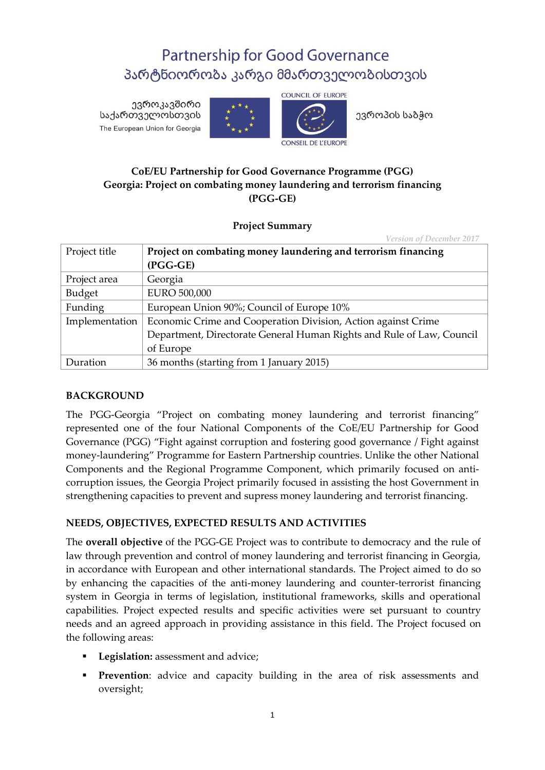# Partnership for Good Governance
# პარტნიორობა კარგი მმართველობისთვის

ევროკავშირი საქართველოსთვის
The European Union for Georgia

COUNCIL OF EUROPE
CONSEIL DE L'EUROPE

ევროპის საბჭო

**CoE/EU Partnership for Good Governance Programme (PGG)**
**Georgia: Project on combating money laundering and terrorism financing (PGG-GE)**

**Project Summary**

*Version of December 2017*

| Project title | **Project on combating money laundering and terrorism financing (PGG-GE)** |
|---|---|
| Project area | Georgia |
| Budget | EURO 500,000 |
| Funding | European Union 90%; Council of Europe 10% |
| Implementation | Economic Crime and Cooperation Division, Action against Crime Department, Directorate General Human Rights and Rule of Law, Council of Europe |
| Duration | 36 months (starting from 1 January 2015) |

## BACKGROUND

The PGG-Georgia "Project on combating money laundering and terrorist financing" represented one of the four National Components of the CoE/EU Partnership for Good Governance (PGG) "Fight against corruption and fostering good governance / Fight against money-laundering" Programme for Eastern Partnership countries. Unlike the other National Components and the Regional Programme Component, which primarily focused on anti-corruption issues, the Georgia Project primarily focused in assisting the host Government in strengthening capacities to prevent and supress money laundering and terrorist financing.

## NEEDS, OBJECTIVES, EXPECTED RESULTS AND ACTIVITIES

The **overall objective** of the PGG-GE Project was to contribute to democracy and the rule of law through prevention and control of money laundering and terrorist financing in Georgia, in accordance with European and other international standards. The Project aimed to do so by enhancing the capacities of the anti-money laundering and counter-terrorist financing system in Georgia in terms of legislation, institutional frameworks, skills and operational capabilities. Project expected results and specific activities were set pursuant to country needs and an agreed approach in providing assistance in this field. The Project focused on the following areas:

- **Legislation:** assessment and advice;
- **Prevention**: advice and capacity building in the area of risk assessments and oversight;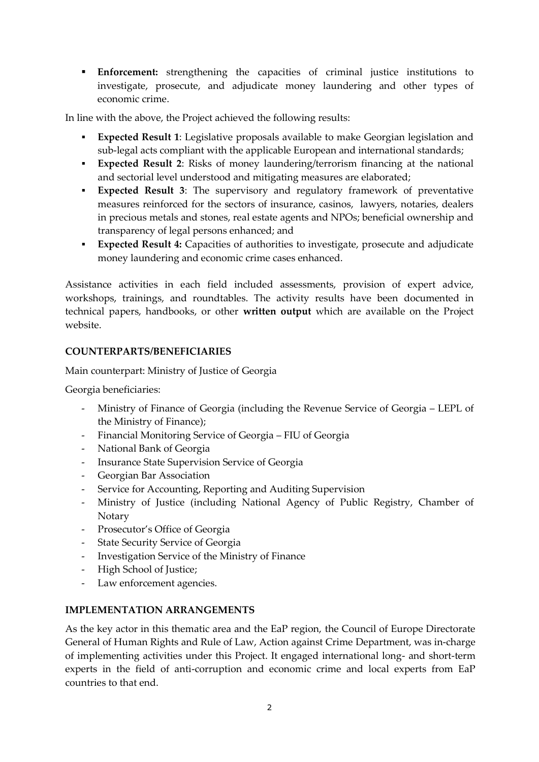- **Enforcement:** strengthening the capacities of criminal justice institutions to investigate, prosecute, and adjudicate money laundering and other types of economic crime.

In line with the above, the Project achieved the following results:

- **Expected Result 1**: Legislative proposals available to make Georgian legislation and sub-legal acts compliant with the applicable European and international standards;
- **Expected Result 2**: Risks of money laundering/terrorism financing at the national and sectorial level understood and mitigating measures are elaborated;
- **Expected Result 3**: The supervisory and regulatory framework of preventative measures reinforced for the sectors of insurance, casinos, lawyers, notaries, dealers in precious metals and stones, real estate agents and NPOs; beneficial ownership and transparency of legal persons enhanced; and
- **Expected Result 4:** Capacities of authorities to investigate, prosecute and adjudicate money laundering and economic crime cases enhanced.

Assistance activities in each field included assessments, provision of expert advice, workshops, trainings, and roundtables. The activity results have been documented in technical papers, handbooks, or other **written output** which are available on the Project website.

## COUNTERPARTS/BENEFICIARIES

Main counterpart: Ministry of Justice of Georgia

Georgia beneficiaries:

- Ministry of Finance of Georgia (including the Revenue Service of Georgia – LEPL of the Ministry of Finance);
- Financial Monitoring Service of Georgia – FIU of Georgia
- National Bank of Georgia
- Insurance State Supervision Service of Georgia
- Georgian Bar Association
- Service for Accounting, Reporting and Auditing Supervision
- Ministry of Justice (including National Agency of Public Registry, Chamber of Notary
- Prosecutor's Office of Georgia
- State Security Service of Georgia
- Investigation Service of the Ministry of Finance
- High School of Justice;
- Law enforcement agencies.

## IMPLEMENTATION ARRANGEMENTS

As the key actor in this thematic area and the EaP region, the Council of Europe Directorate General of Human Rights and Rule of Law, Action against Crime Department, was in-charge of implementing activities under this Project. It engaged international long- and short-term experts in the field of anti-corruption and economic crime and local experts from EaP countries to that end.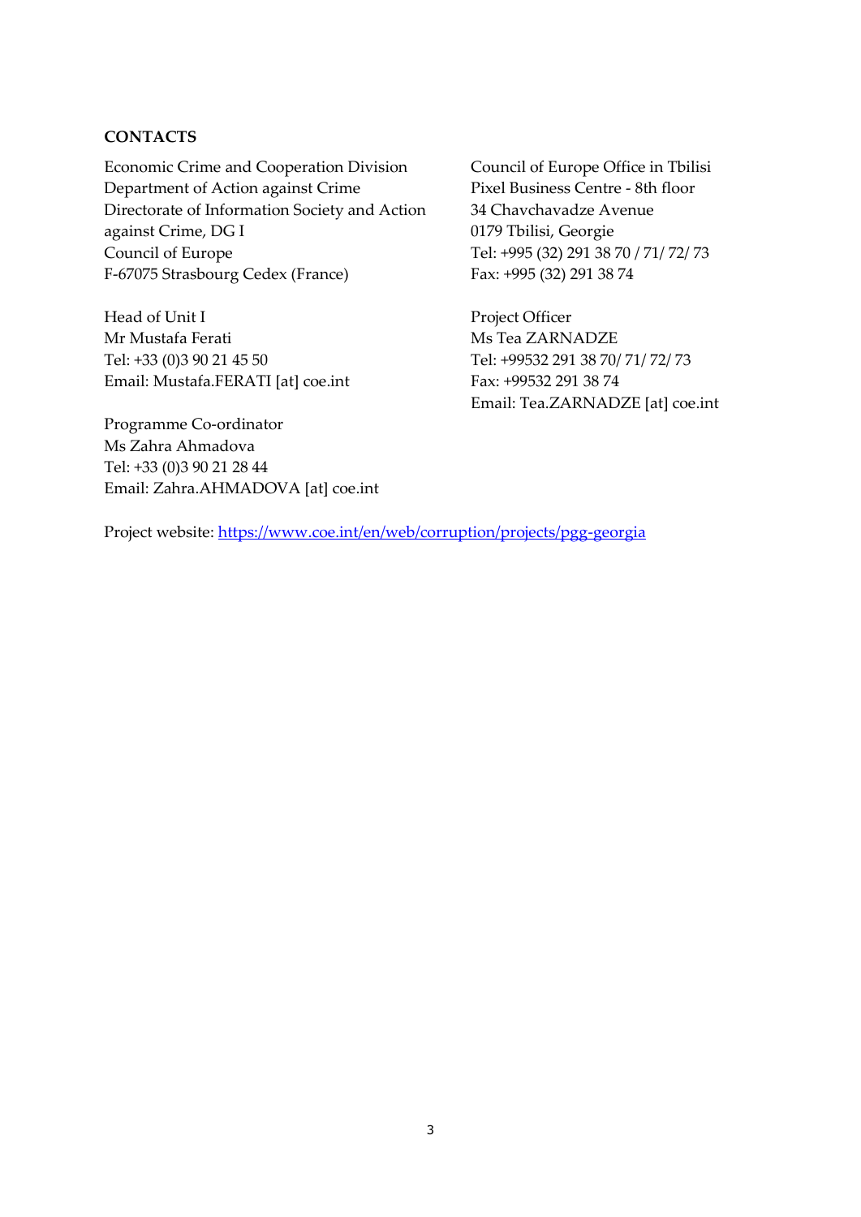**CONTACTS**

Economic Crime and Cooperation Division
Department of Action against Crime
Directorate of Information Society and Action against Crime, DG I
Council of Europe
F-67075 Strasbourg Cedex (France)

Head of Unit I
Mr Mustafa Ferati
Tel: +33 (0)3 90 21 45 50
Email: Mustafa.FERATI [at] coe.int

Programme Co-ordinator
Ms Zahra Ahmadova
Tel: +33 (0)3 90 21 28 44
Email: Zahra.AHMADOVA [at] coe.int

Council of Europe Office in Tbilisi
Pixel Business Centre - 8th floor
34 Chavchavadze Avenue
0179 Tbilisi, Georgie
Tel: +995 (32) 291 38 70 / 71/ 72/ 73
Fax: +995 (32) 291 38 74

Project Officer
Ms Tea ZARNADZE
Tel: +99532 291 38 70/ 71/ 72/ 73
Fax: +99532 291 38 74
Email: Tea.ZARNADZE [at] coe.int

Project website: https://www.coe.int/en/web/corruption/projects/pgg-georgia